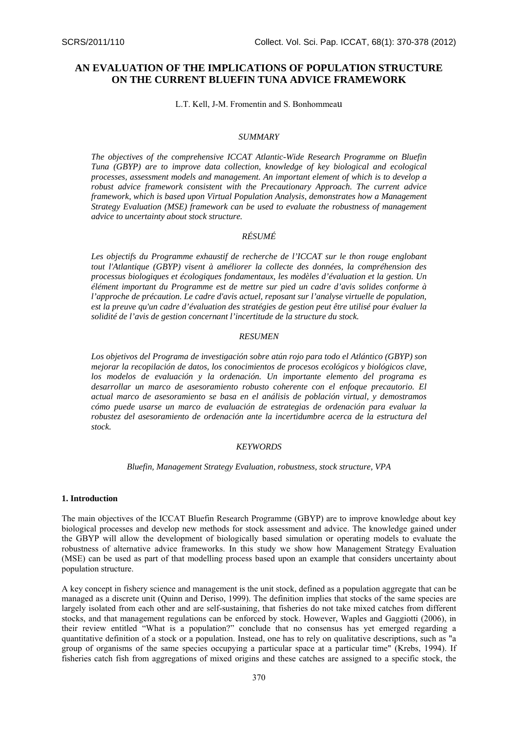# AN EVALUATION OF THE IMPLICATIONS OF POPULATION STRUCTURE ON THE CURRENT BLUEFIN TUNA ADVICE FRAMEWORK

L.T. Kell, J-M. Fromentin and S. Bonhommeau

## SUMMARY

*The objectives of the comprehensive ICCAT Atlantic-Wide Research Programme on Bluefin Tuna (GBYP) are to improve data collection, knowledge of key biological and ecological processes, assessment models and management. An important element of which is to develop a robust advice framework consistent with the Precautionary Approach. The current advice framework, which is based upon Virtual Population Analysis, demonstrates how a Management Strategy Evaluation (MSE) framework can be used to evaluate the robustness of management advice to uncertainty about stock structure.*

## RÉSUMÉ

*Les objectifs du Programme exhaustif de recherche de l'ICCAT sur le thon rouge englobant tout l'Atlantique (GBYP) visent à améliorer la collecte des données, la compréhension des processus biologiques et écologiques fondamentaux, les modèles d'évaluation et la gestion. Un élément important du Programme est de mettre sur pied un cadre d'avis solides conforme à l'approche de précaution. Le cadre d'avis actuel, reposant sur l'analyse virtuelle de population, est la preuve qu'un cadre d'évaluation des stratégies de gestion peut être utilisé pour évaluer la solidité de l'avis de gestion concernant l'incertitude de la structure du stock.*

## RESUMEN

*Los objetivos del Programa de investigación sobre atún rojo para todo el Atlántico (GBYP) son mejorar la recopilación de datos, los conocimientos de procesos ecológicos y biológicos clave, los modelos de evaluación y la ordenación. Un importante elemento del programa es desarrollar un marco de asesoramiento robusto coherente con el enfoque precautorio. El actual marco de asesoramiento se basa en el análisis de población virtual, y demostramos cómo puede usarse un marco de evaluación de estrategias de ordenación para evaluar la robustez del asesoramiento de ordenación ante la incertidumbre acerca de la estructura del stock.*

## KEYWORDS

*Bluefin, Management Strategy Evaluation, robustness, stock structure, VPA*

## 1. Introduction

The main objectives of the ICCAT Bluefin Research Programme (GBYP) are to improve knowledge about key biological processes and develop new methods for stock assessment and advice. The knowledge gained under the GBYP will allow the development of biologically based simulation or operating models to evaluate the robustness of alternative advice frameworks. In this study we show how Management Strategy Evaluation (MSE) can be used as part of that modelling process based upon an example that considers uncertainty about population structure.

A key concept in fishery science and management is the unit stock, defined as a population aggregate that can be managed as a discrete unit (Quinn and Deriso, 1999). The definition implies that stocks of the same species are largely isolated from each other and are self-sustaining, that fisheries do not take mixed catches from different stocks, and that management regulations can be enforced by stock. However, Waples and Gaggiotti (2006), in their review entitled "What is a population?" conclude that no consensus has yet emerged regarding a quantitative definition of a stock or a population. Instead, one has to rely on qualitative descriptions, such as "a group of organisms of the same species occupying a particular space at a particular time" (Krebs, 1994). If fisheries catch fish from aggregations of mixed origins and these catches are assigned to a specific stock, the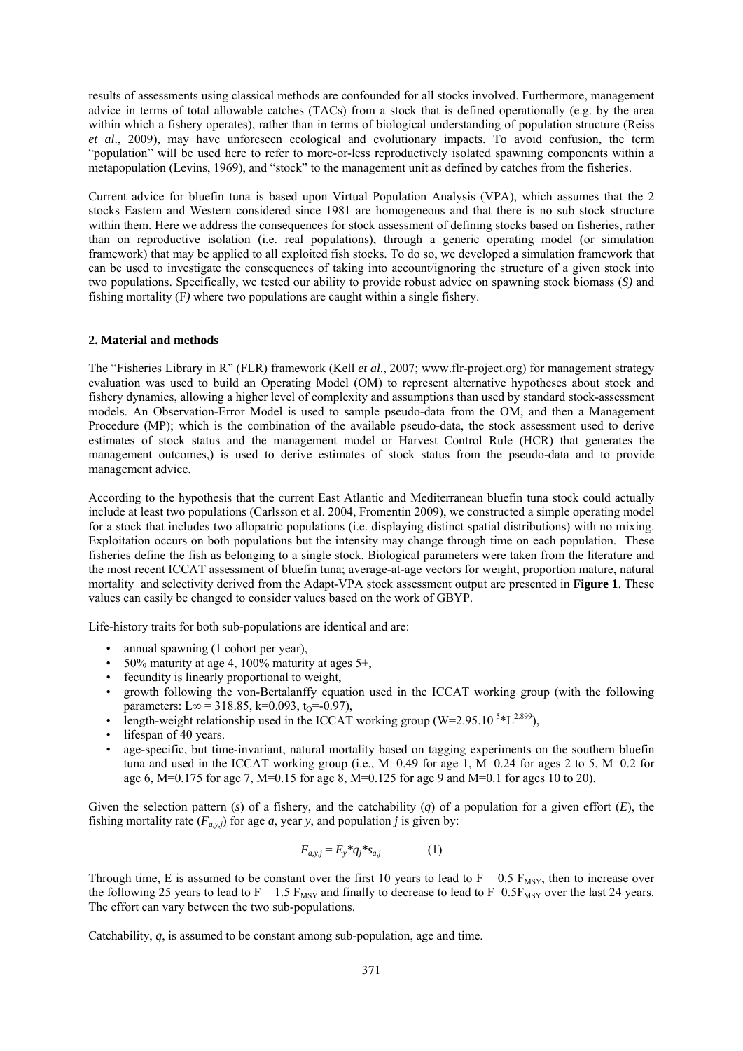results of assessments using classical methods are confounded for all stocks involved. Furthermore, management advice in terms of total allowable catches (TACs) from a stock that is defined operationally (e.g. by the area within which a fishery operates), rather than in terms of biological understanding of population structure (Reiss *et al*., 2009), may have unforeseen ecological and evolutionary impacts. To avoid confusion, the term "population" will be used here to refer to more-or-less reproductively isolated spawning components within a metapopulation (Levins, 1969), and "stock" to the management unit as defined by catches from the fisheries.

Current advice for bluefin tuna is based upon Virtual Population Analysis (VPA), which assumes that the 2 stocks Eastern and Western considered since 1981 are homogeneous and that there is no sub stock structure within them. Here we address the consequences for stock assessment of defining stocks based on fisheries, rather than on reproductive isolation (i.e. real populations), through a generic operating model (or simulation framework) that may be applied to all exploited fish stocks. To do so, we developed a simulation framework that can be used to investigate the consequences of taking into account/ignoring the structure of a given stock into two populations. Specifically, we tested our ability to provide robust advice on spawning stock biomass (*S)* and fishing mortality (F*)* where two populations are caught within a single fishery.

## 2. Material and methods

The "Fisheries Library in R" (FLR) framework (Kell *et al*., 2007; www.flr-project.org) for management strategy evaluation was used to build an Operating Model (OM) to represent alternative hypotheses about stock and fishery dynamics, allowing a higher level of complexity and assumptions than used by standard stock-assessment models. An Observation-Error Model is used to sample pseudo-data from the OM, and then a Management Procedure (MP); which is the combination of the available pseudo-data, the stock assessment used to derive estimates of stock status and the management model or Harvest Control Rule (HCR) that generates the management outcomes,) is used to derive estimates of stock status from the pseudo-data and to provide management advice.

According to the hypothesis that the current East Atlantic and Mediterranean bluefin tuna stock could actually include at least two populations (Carlsson et al. 2004, Fromentin 2009), we constructed a simple operating model for a stock that includes two allopatric populations (i.e. displaying distinct spatial distributions) with no mixing. Exploitation occurs on both populations but the intensity may change through time on each population. These fisheries define the fish as belonging to a single stock. Biological parameters were taken from the literature and the most recent ICCAT assessment of bluefin tuna; average-at-age vectors for weight, proportion mature, natural mortality and selectivity derived from the Adapt-VPA stock assessment output are presented in **Figure 1**. These values can easily be changed to consider values based on the work of GBYP.

Life-history traits for both sub-populations are identical and are:

- annual spawning (1 cohort per year),
- 50% maturity at age 4, 100% maturity at ages 5+,
- fecundity is linearly proportional to weight,
- growth following the von-Bertalanffy equation used in the ICCAT working group (with the following parameters: $L\infty = 318.85$, $k=0.093$, $t_O=-0.97$),
- length-weight relationship used in the ICCAT working group ($W=2.95.10^{-5}*L^{2.899}$),
- lifespan of 40 years.
- age-specific, but time-invariant, natural mortality based on tagging experiments on the southern bluefin tuna and used in the ICCAT working group (i.e., M=0.49 for age 1, M=0.24 for ages 2 to 5, M=0.2 for age 6, M=0.175 for age 7, M=0.15 for age 8, M=0.125 for age 9 and M=0.1 for ages 10 to 20).

Given the selection pattern ($s$) of a fishery, and the catchability ($q$) of a population for a given effort ($E$), the fishing mortality rate ($F_{a,y,j}$) for age $a$, year $y$, and population $j$ is given by:

$$F_{a,y,j} = E_y * q_j * s_{a,j} \qquad (1)$$

Through time, E is assumed to be constant over the first 10 years to lead to $F = 0.5\, F_{MSY}$, then to increase over the following 25 years to lead to $F = 1.5\, F_{MSY}$ and finally to decrease to lead to $F=0.5F_{MSY}$ over the last 24 years. The effort can vary between the two sub-populations.

Catchability, $q$, is assumed to be constant among sub-population, age and time.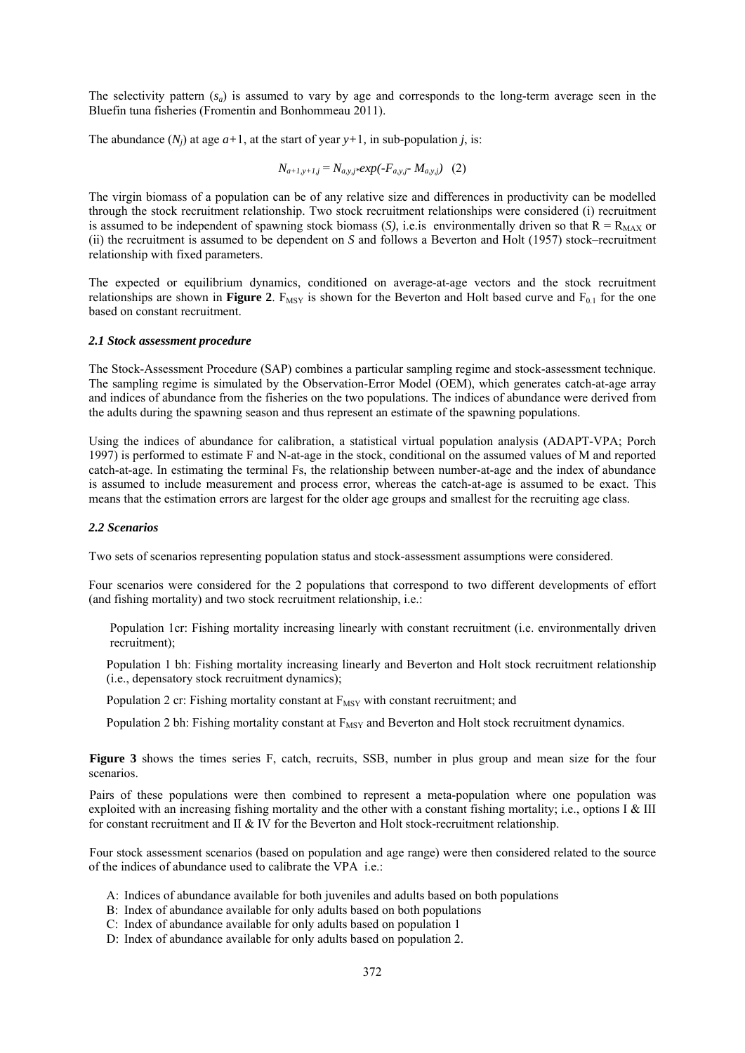The selectivity pattern ($s_a$) is assumed to vary by age and corresponds to the long-term average seen in the Bluefin tuna fisheries (Fromentin and Bonhommeau 2011).

The abundance ($N_j$) at age $a+1$, at the start of year $y+1$, in sub-population $j$, is:

$$N_{a+1,y+1,j} = N_{a,y,j} * exp(-F_{a,y,j} - M_{a,y,j}) \quad (2)$$

The virgin biomass of a population can be of any relative size and differences in productivity can be modelled through the stock recruitment relationship. Two stock recruitment relationships were considered (i) recruitment is assumed to be independent of spawning stock biomass ($S$), i.e.is environmentally driven so that $R = R_{MAX}$ or (ii) the recruitment is assumed to be dependent on $S$ and follows a Beverton and Holt (1957) stock–recruitment relationship with fixed parameters.

The expected or equilibrium dynamics, conditioned on average-at-age vectors and the stock recruitment relationships are shown in **Figure 2**. $F_{MSY}$ is shown for the Beverton and Holt based curve and $F_{0.1}$ for the one based on constant recruitment.

### *2.1 Stock assessment procedure*

The Stock-Assessment Procedure (SAP) combines a particular sampling regime and stock-assessment technique. The sampling regime is simulated by the Observation-Error Model (OEM), which generates catch-at-age array and indices of abundance from the fisheries on the two populations. The indices of abundance were derived from the adults during the spawning season and thus represent an estimate of the spawning populations.

Using the indices of abundance for calibration, a statistical virtual population analysis (ADAPT-VPA; Porch 1997) is performed to estimate F and N-at-age in the stock, conditional on the assumed values of M and reported catch-at-age. In estimating the terminal Fs, the relationship between number-at-age and the index of abundance is assumed to include measurement and process error, whereas the catch-at-age is assumed to be exact. This means that the estimation errors are largest for the older age groups and smallest for the recruiting age class.

### *2.2 Scenarios*

Two sets of scenarios representing population status and stock-assessment assumptions were considered.

Four scenarios were considered for the 2 populations that correspond to two different developments of effort (and fishing mortality) and two stock recruitment relationship, i.e.:

Population 1cr: Fishing mortality increasing linearly with constant recruitment (i.e. environmentally driven recruitment);

Population 1 bh: Fishing mortality increasing linearly and Beverton and Holt stock recruitment relationship (i.e., depensatory stock recruitment dynamics);

Population 2 cr: Fishing mortality constant at $F_{MSY}$ with constant recruitment; and

Population 2 bh: Fishing mortality constant at $F_{MSY}$ and Beverton and Holt stock recruitment dynamics.

**Figure 3** shows the times series F, catch, recruits, SSB, number in plus group and mean size for the four scenarios.

Pairs of these populations were then combined to represent a meta-population where one population was exploited with an increasing fishing mortality and the other with a constant fishing mortality; i.e., options I & III for constant recruitment and II & IV for the Beverton and Holt stock-recruitment relationship.

Four stock assessment scenarios (based on population and age range) were then considered related to the source of the indices of abundance used to calibrate the VPA i.e.:

- A: Indices of abundance available for both juveniles and adults based on both populations
- B: Index of abundance available for only adults based on both populations
- C: Index of abundance available for only adults based on population 1
- D: Index of abundance available for only adults based on population 2.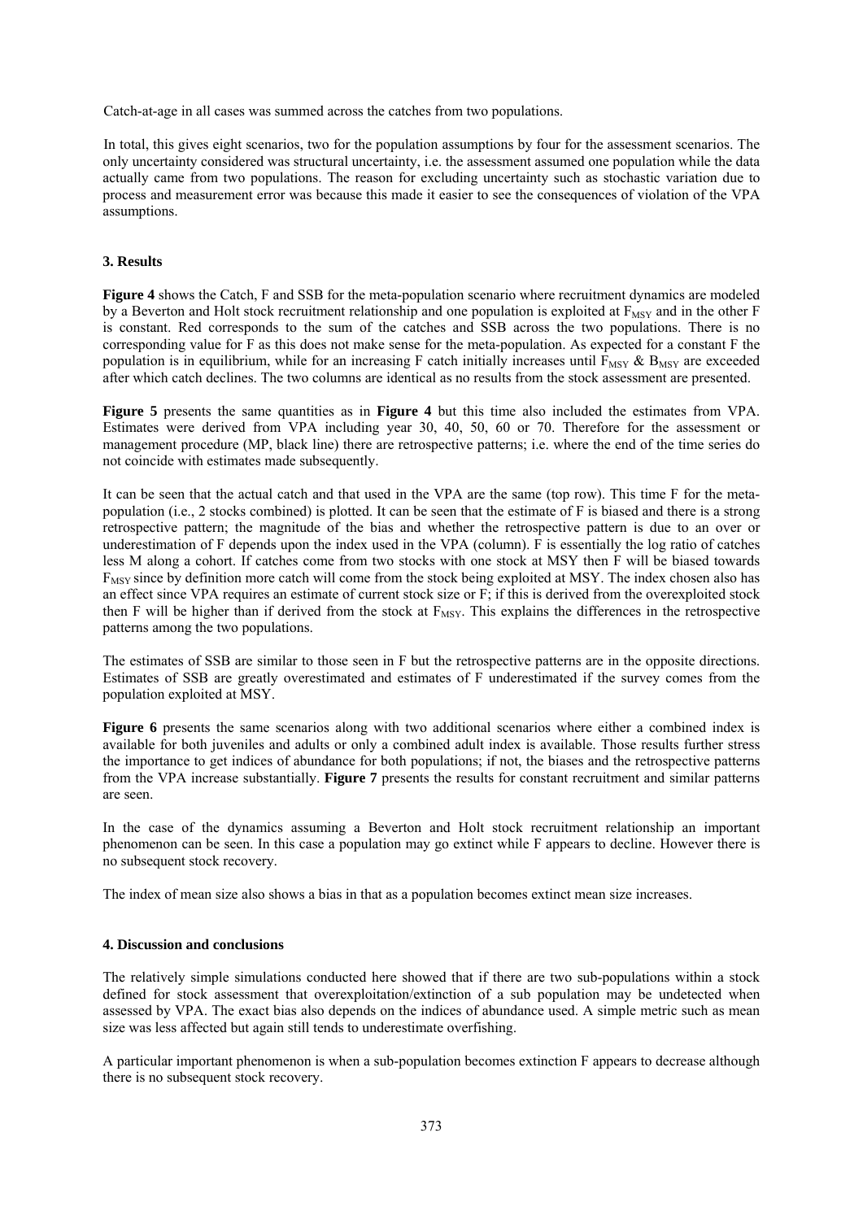Catch-at-age in all cases was summed across the catches from two populations.

In total, this gives eight scenarios, two for the population assumptions by four for the assessment scenarios. The only uncertainty considered was structural uncertainty, i.e. the assessment assumed one population while the data actually came from two populations. The reason for excluding uncertainty such as stochastic variation due to process and measurement error was because this made it easier to see the consequences of violation of the VPA assumptions.

### 3. Results

**Figure 4** shows the Catch, F and SSB for the meta-population scenario where recruitment dynamics are modeled by a Beverton and Holt stock recruitment relationship and one population is exploited at $F_{MSY}$ and in the other F is constant. Red corresponds to the sum of the catches and SSB across the two populations. There is no corresponding value for F as this does not make sense for the meta-population. As expected for a constant F the population is in equilibrium, while for an increasing F catch initially increases until $F_{MSY}$ & $B_{MSY}$ are exceeded after which catch declines. The two columns are identical as no results from the stock assessment are presented.

**Figure 5** presents the same quantities as in **Figure 4** but this time also included the estimates from VPA. Estimates were derived from VPA including year 30, 40, 50, 60 or 70. Therefore for the assessment or management procedure (MP, black line) there are retrospective patterns; i.e. where the end of the time series do not coincide with estimates made subsequently.

It can be seen that the actual catch and that used in the VPA are the same (top row). This time F for the meta-population (i.e., 2 stocks combined) is plotted. It can be seen that the estimate of F is biased and there is a strong retrospective pattern; the magnitude of the bias and whether the retrospective pattern is due to an over or underestimation of F depends upon the index used in the VPA (column). F is essentially the log ratio of catches less M along a cohort. If catches come from two stocks with one stock at MSY then F will be biased towards $F_{MSY}$ since by definition more catch will come from the stock being exploited at MSY. The index chosen also has an effect since VPA requires an estimate of current stock size or F; if this is derived from the overexploited stock then F will be higher than if derived from the stock at $F_{MSY}$. This explains the differences in the retrospective patterns among the two populations.

The estimates of SSB are similar to those seen in F but the retrospective patterns are in the opposite directions. Estimates of SSB are greatly overestimated and estimates of F underestimated if the survey comes from the population exploited at MSY.

**Figure 6** presents the same scenarios along with two additional scenarios where either a combined index is available for both juveniles and adults or only a combined adult index is available. Those results further stress the importance to get indices of abundance for both populations; if not, the biases and the retrospective patterns from the VPA increase substantially. **Figure 7** presents the results for constant recruitment and similar patterns are seen.

In the case of the dynamics assuming a Beverton and Holt stock recruitment relationship an important phenomenon can be seen. In this case a population may go extinct while F appears to decline. However there is no subsequent stock recovery.

The index of mean size also shows a bias in that as a population becomes extinct mean size increases.

### 4. Discussion and conclusions

The relatively simple simulations conducted here showed that if there are two sub-populations within a stock defined for stock assessment that overexploitation/extinction of a sub population may be undetected when assessed by VPA. The exact bias also depends on the indices of abundance used. A simple metric such as mean size was less affected but again still tends to underestimate overfishing.

A particular important phenomenon is when a sub-population becomes extinction F appears to decrease although there is no subsequent stock recovery.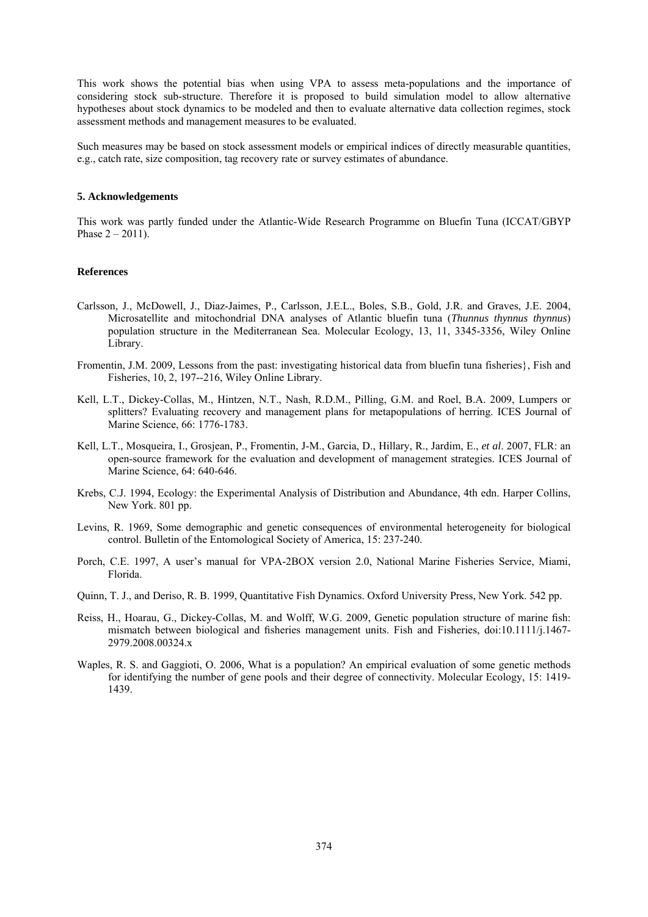This work shows the potential bias when using VPA to assess meta-populations and the importance of considering stock sub-structure. Therefore it is proposed to build simulation model to allow alternative hypotheses about stock dynamics to be modeled and then to evaluate alternative data collection regimes, stock assessment methods and management measures to be evaluated.

Such measures may be based on stock assessment models or empirical indices of directly measurable quantities, e.g., catch rate, size composition, tag recovery rate or survey estimates of abundance.

## 5. Acknowledgements

This work was partly funded under the Atlantic-Wide Research Programme on Bluefin Tuna (ICCAT/GBYP Phase 2 – 2011).

## References

Carlsson, J., McDowell, J., Diaz-Jaimes, P., Carlsson, J.E.L., Boles, S.B., Gold, J.R. and Graves, J.E. 2004, Microsatellite and mitochondrial DNA analyses of Atlantic bluefin tuna (*Thunnus thynnus thynnus*) population structure in the Mediterranean Sea. Molecular Ecology, 13, 11, 3345-3356, Wiley Online Library.

Fromentin, J.M. 2009, Lessons from the past: investigating historical data from bluefin tuna fisheries}, Fish and Fisheries, 10, 2, 197--216, Wiley Online Library.

Kell, L.T., Dickey-Collas, M., Hintzen, N.T., Nash, R.D.M., Pilling, G.M. and Roel, B.A. 2009, Lumpers or splitters? Evaluating recovery and management plans for metapopulations of herring. ICES Journal of Marine Science, 66: 1776-1783.

Kell, L.T., Mosqueira, I., Grosjean, P., Fromentin, J-M., Garcia, D., Hillary, R., Jardim, E., *et al*. 2007, FLR: an open-source framework for the evaluation and development of management strategies. ICES Journal of Marine Science, 64: 640-646.

Krebs, C.J. 1994, Ecology: the Experimental Analysis of Distribution and Abundance, 4th edn. Harper Collins, New York. 801 pp.

Levins, R. 1969, Some demographic and genetic consequences of environmental heterogeneity for biological control. Bulletin of the Entomological Society of America, 15: 237-240.

Porch, C.E. 1997, A user's manual for VPA-2BOX version 2.0, National Marine Fisheries Service, Miami, Florida.

Quinn, T. J., and Deriso, R. B. 1999, Quantitative Fish Dynamics. Oxford University Press, New York. 542 pp.

Reiss, H., Hoarau, G., Dickey-Collas, M. and Wolff, W.G. 2009, Genetic population structure of marine fish: mismatch between biological and fisheries management units. Fish and Fisheries, doi:10.1111/j.1467-2979.2008.00324.x

Waples, R. S. and Gaggioti, O. 2006, What is a population? An empirical evaluation of some genetic methods for identifying the number of gene pools and their degree of connectivity. Molecular Ecology, 15: 1419-1439.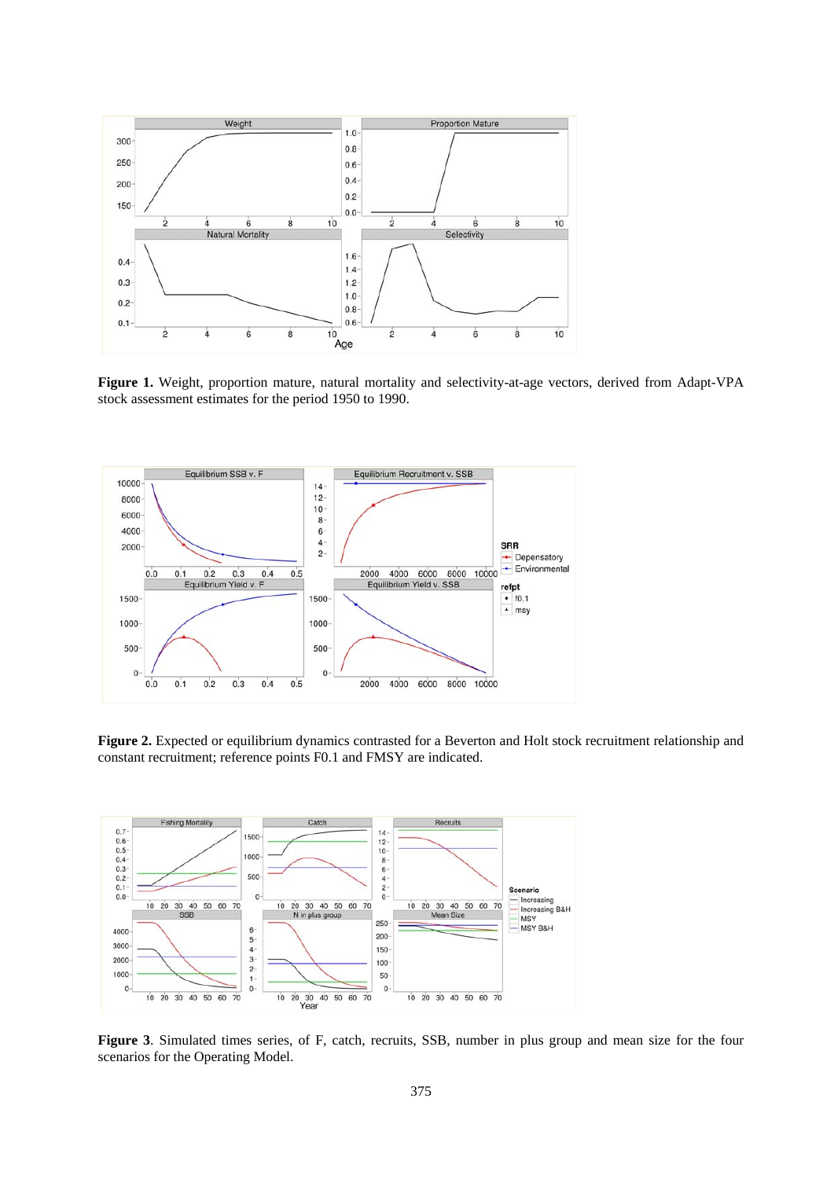**Figure 1.** Weight, proportion mature, natural mortality and selectivity-at-age vectors, derived from Adapt-VPA stock assessment estimates for the period 1950 to 1990.

**Figure 2.** Expected or equilibrium dynamics contrasted for a Beverton and Holt stock recruitment relationship and constant recruitment; reference points F0.1 and FMSY are indicated.

**Figure 3**. Simulated times series, of F, catch, recruits, SSB, number in plus group and mean size for the four scenarios for the Operating Model.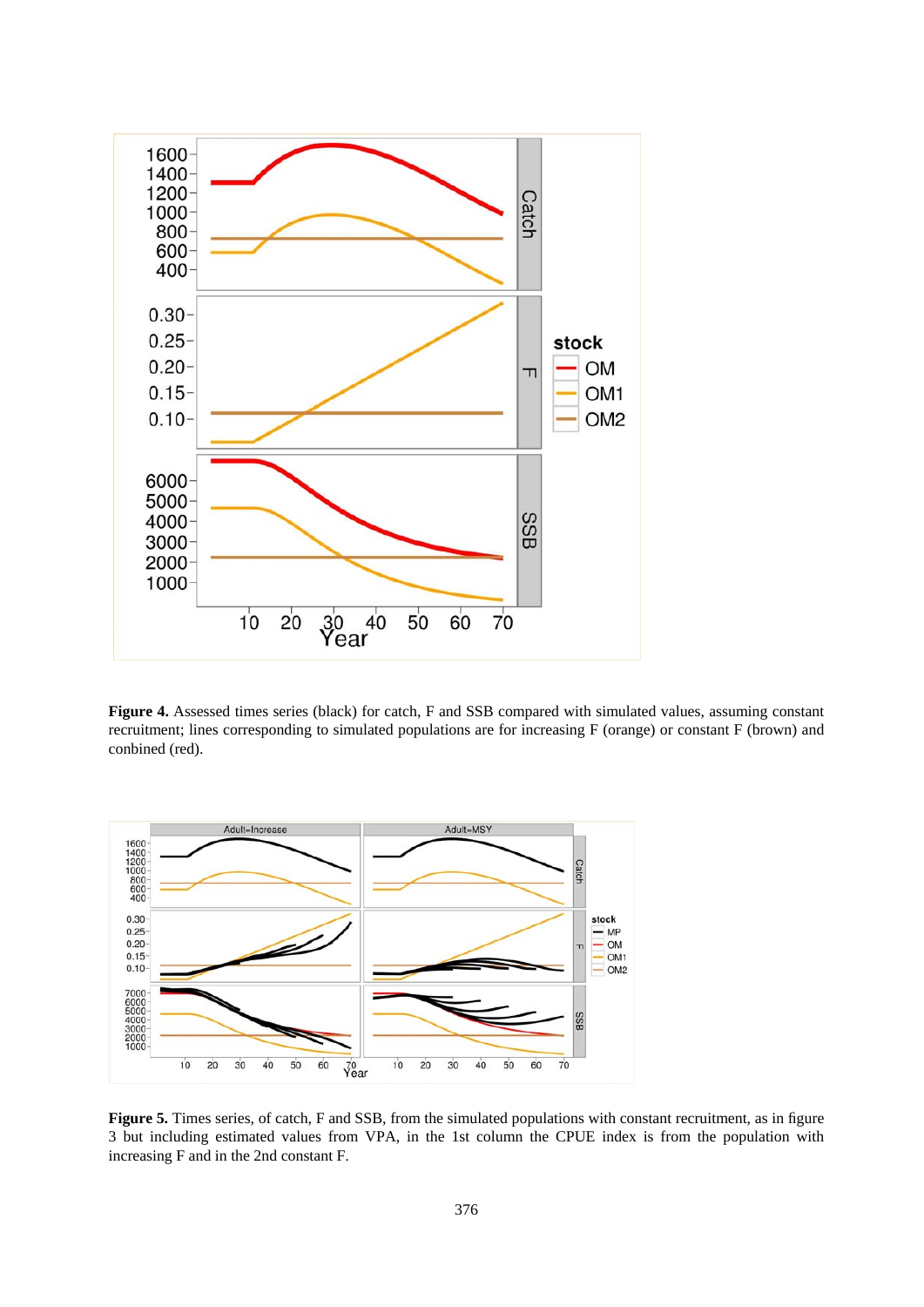**Figure 4.** Assessed times series (black) for catch, F and SSB compared with simulated values, assuming constant recruitment; lines corresponding to simulated populations are for increasing F (orange) or constant F (brown) and conbined (red).

**Figure 5.** Times series, of catch, F and SSB, from the simulated populations with constant recruitment, as in figure 3 but including estimated values from VPA, in the 1st column the CPUE index is from the population with increasing F and in the 2nd constant F.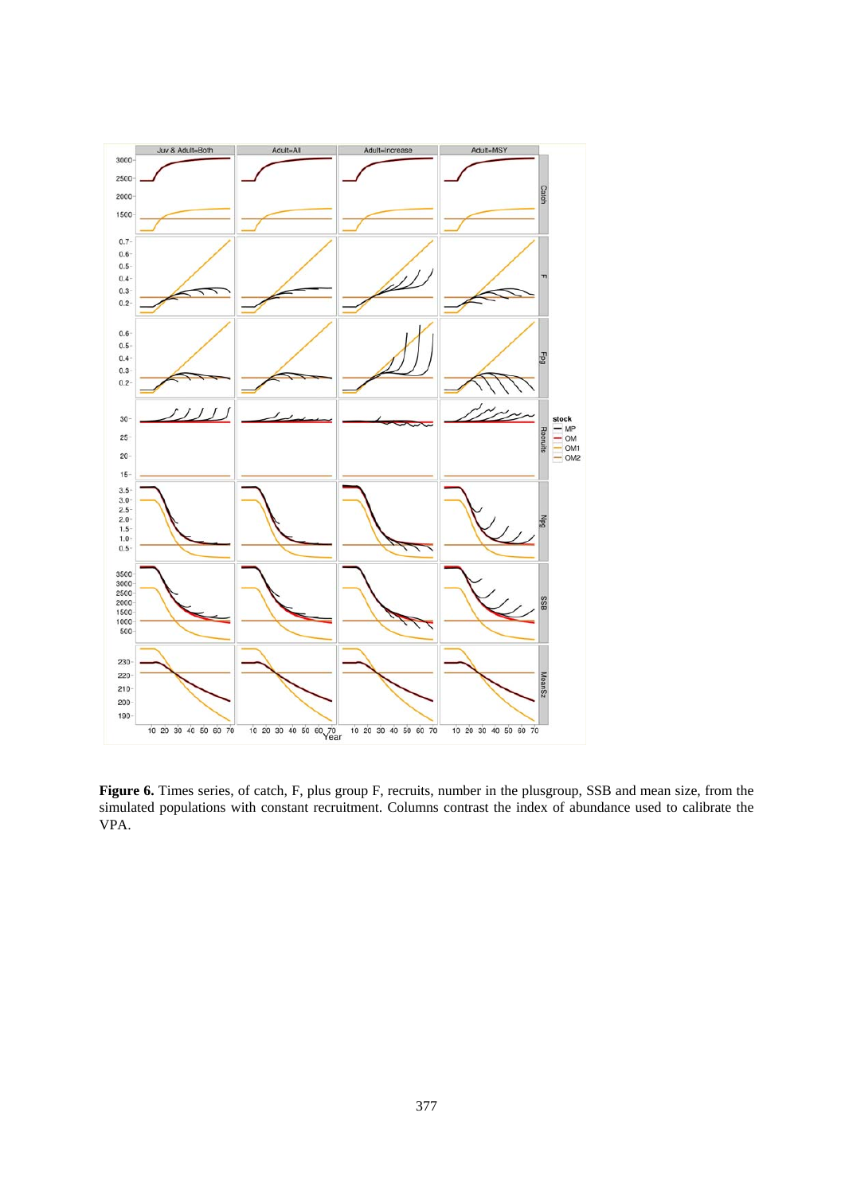**Figure 6.** Times series, of catch, F, plus group F, recruits, number in the plusgroup, SSB and mean size, from the simulated populations with constant recruitment. Columns contrast the index of abundance used to calibrate the VPA.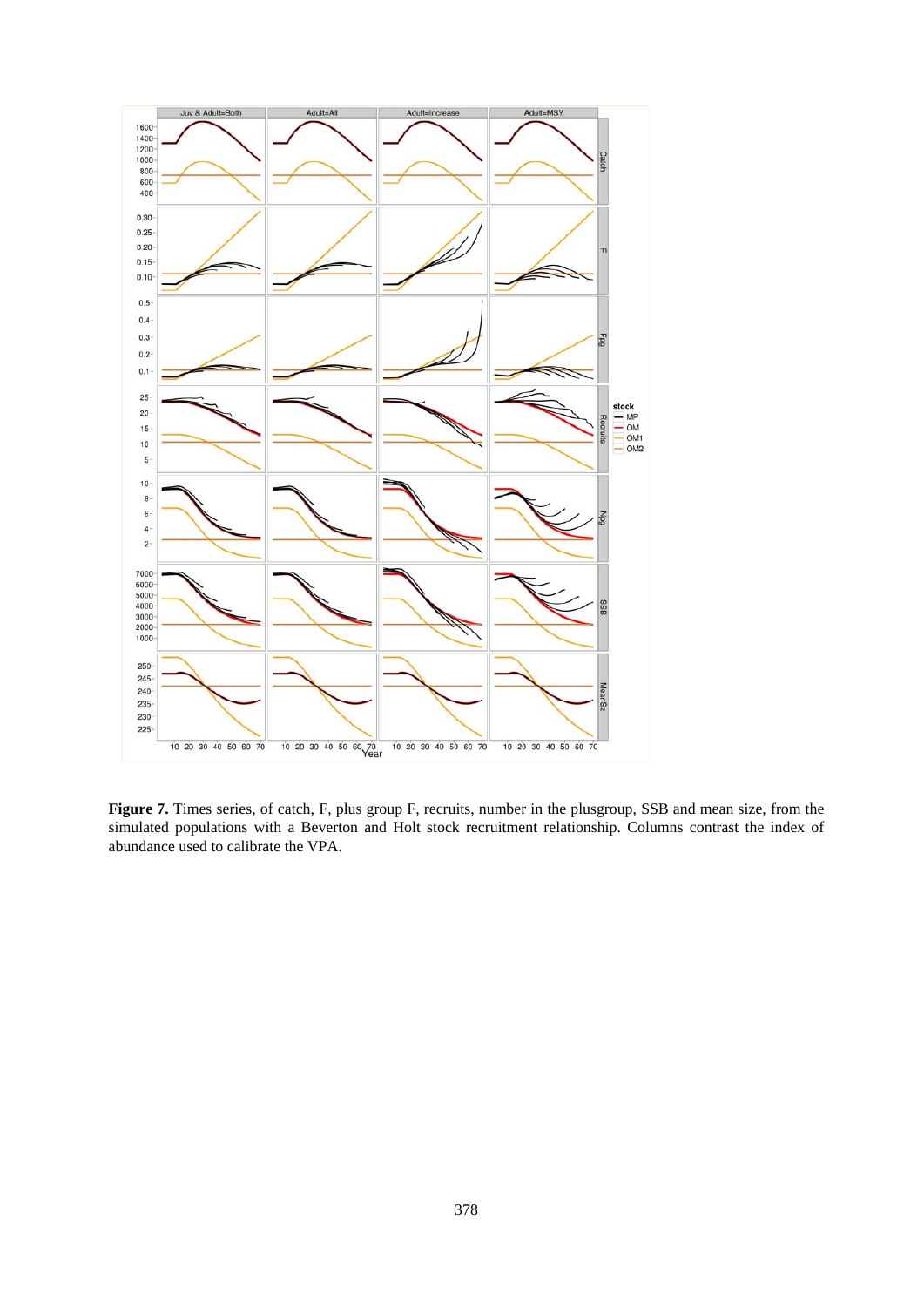Juv & Adult=Both
Adult=All
Adult=Increase
Adult=MSY

Catch
F
Fpg
Recruits
Npg
SSB
MeanSz

stock
MP
OM
OM1
OM2

Year

**Figure 7.** Times series, of catch, F, plus group F, recruits, number in the plusgroup, SSB and mean size, from the simulated populations with a Beverton and Holt stock recruitment relationship. Columns contrast the index of abundance used to calibrate the VPA.